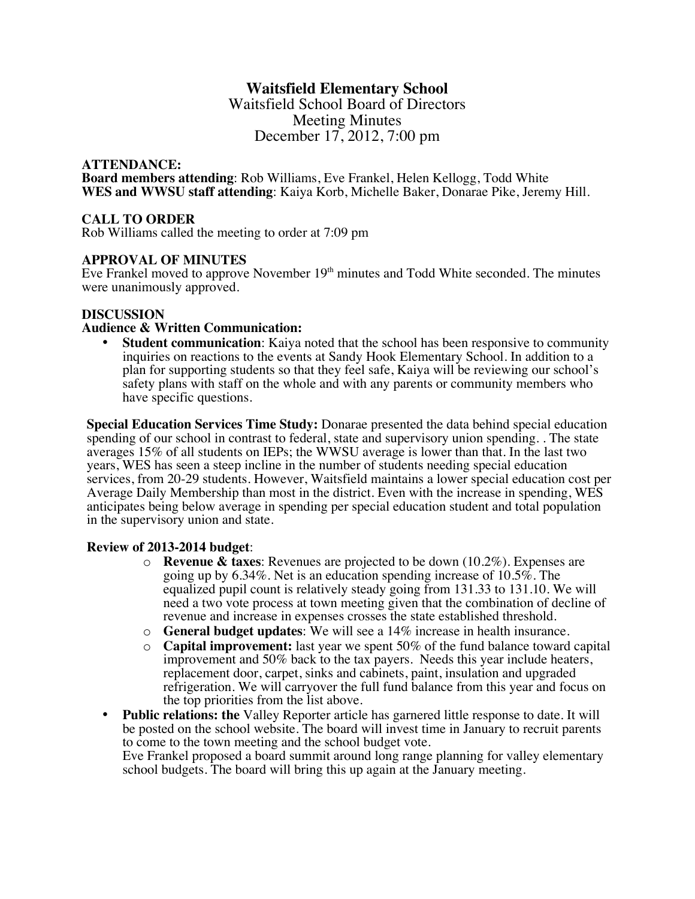# Waitsfield Elementary School

Waitsfield School Board of Directors
Meeting Minutes
December 17, 2012, 7:00 pm

**ATTENDANCE:**
**Board members attending**: Rob Williams, Eve Frankel, Helen Kellogg, Todd White
**WES and WWSU staff attending**: Kaiya Korb, Michelle Baker, Donarae Pike, Jeremy Hill.

**CALL TO ORDER**
Rob Williams called the meeting to order at 7:09 pm

**APPROVAL OF MINUTES**
Eve Frankel moved to approve November 19th minutes and Todd White seconded. The minutes were unanimously approved.

**DISCUSSION**
**Audience & Written Communication:**

- **Student communication**: Kaiya noted that the school has been responsive to community inquiries on reactions to the events at Sandy Hook Elementary School. In addition to a plan for supporting students so that they feel safe, Kaiya will be reviewing our school's safety plans with staff on the whole and with any parents or community members who have specific questions.

**Special Education Services Time Study:** Donarae presented the data behind special education spending of our school in contrast to federal, state and supervisory union spending. . The state averages 15% of all students on IEPs; the WWSU average is lower than that. In the last two years, WES has seen a steep incline in the number of students needing special education services, from 20-29 students. However, Waitsfield maintains a lower special education cost per Average Daily Membership than most in the district. Even with the increase in spending, WES anticipates being below average in spending per special education student and total population in the supervisory union and state.

**Review of 2013-2014 budget**:

- **Revenue & taxes**: Revenues are projected to be down (10.2%). Expenses are going up by 6.34%. Net is an education spending increase of 10.5%. The equalized pupil count is relatively steady going from 131.33 to 131.10. We will need a two vote process at town meeting given that the combination of decline of revenue and increase in expenses crosses the state established threshold.
- **General budget updates**: We will see a 14% increase in health insurance.
- **Capital improvement:** last year we spent 50% of the fund balance toward capital improvement and 50% back to the tax payers. Needs this year include heaters, replacement door, carpet, sinks and cabinets, paint, insulation and upgraded refrigeration. We will carryover the full fund balance from this year and focus on the top priorities from the list above.

- **Public relations: the** Valley Reporter article has garnered little response to date. It will be posted on the school website. The board will invest time in January to recruit parents to come to the town meeting and the school budget vote.
  Eve Frankel proposed a board summit around long range planning for valley elementary school budgets. The board will bring this up again at the January meeting.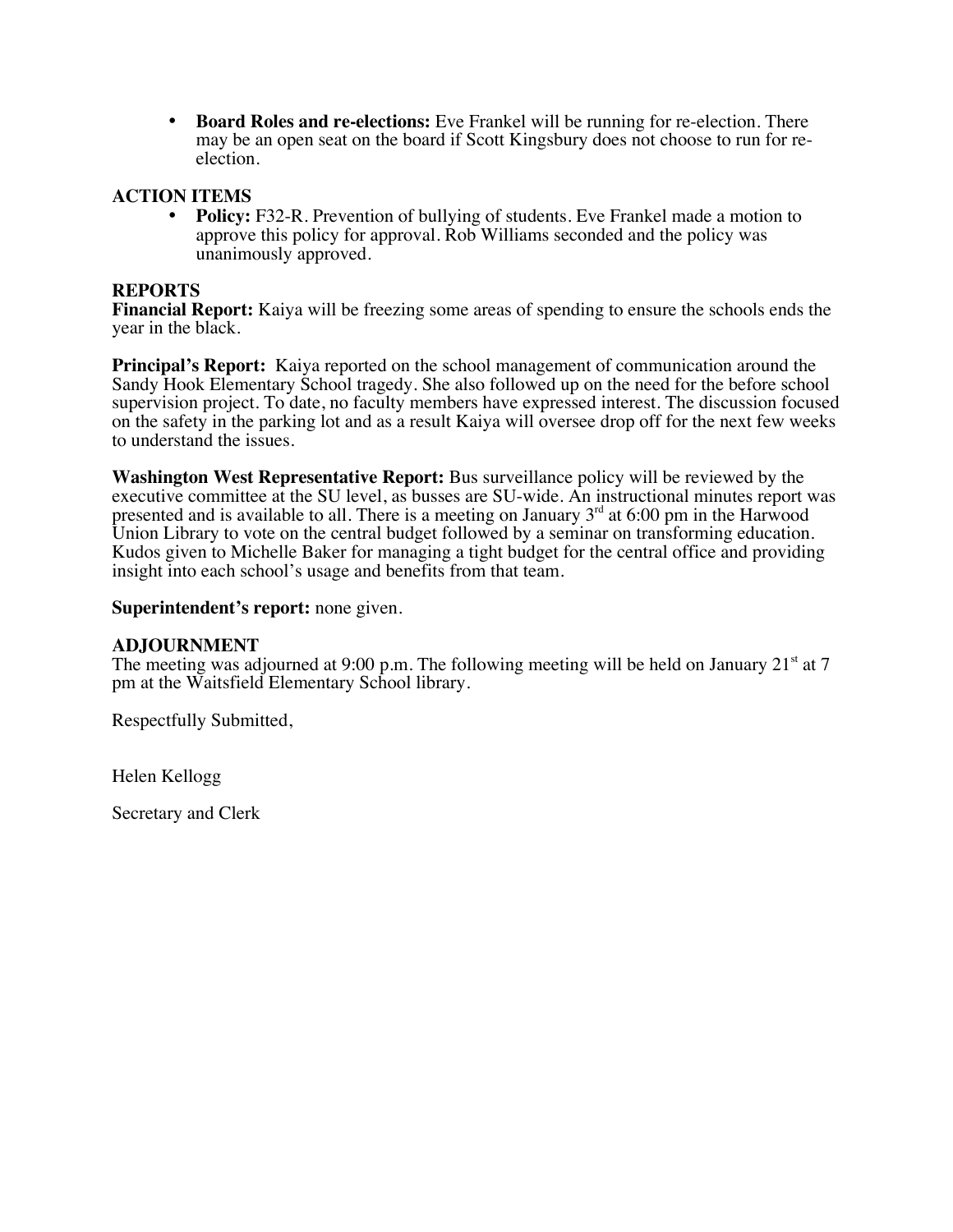- **Board Roles and re-elections:** Eve Frankel will be running for re-election. There may be an open seat on the board if Scott Kingsbury does not choose to run for re-election.

## ACTION ITEMS

- **Policy:** F32-R. Prevention of bullying of students. Eve Frankel made a motion to approve this policy for approval. Rob Williams seconded and the policy was unanimously approved.

## REPORTS

**Financial Report:** Kaiya will be freezing some areas of spending to ensure the schools ends the year in the black.

**Principal's Report:** Kaiya reported on the school management of communication around the Sandy Hook Elementary School tragedy. She also followed up on the need for the before school supervision project. To date, no faculty members have expressed interest. The discussion focused on the safety in the parking lot and as a result Kaiya will oversee drop off for the next few weeks to understand the issues.

**Washington West Representative Report:** Bus surveillance policy will be reviewed by the executive committee at the SU level, as busses are SU-wide. An instructional minutes report was presented and is available to all. There is a meeting on January 3rd at 6:00 pm in the Harwood Union Library to vote on the central budget followed by a seminar on transforming education. Kudos given to Michelle Baker for managing a tight budget for the central office and providing insight into each school's usage and benefits from that team.

**Superintendent's report:** none given.

## ADJOURNMENT

The meeting was adjourned at 9:00 p.m. The following meeting will be held on January 21st at 7 pm at the Waitsfield Elementary School library.

Respectfully Submitted,

Helen Kellogg

Secretary and Clerk